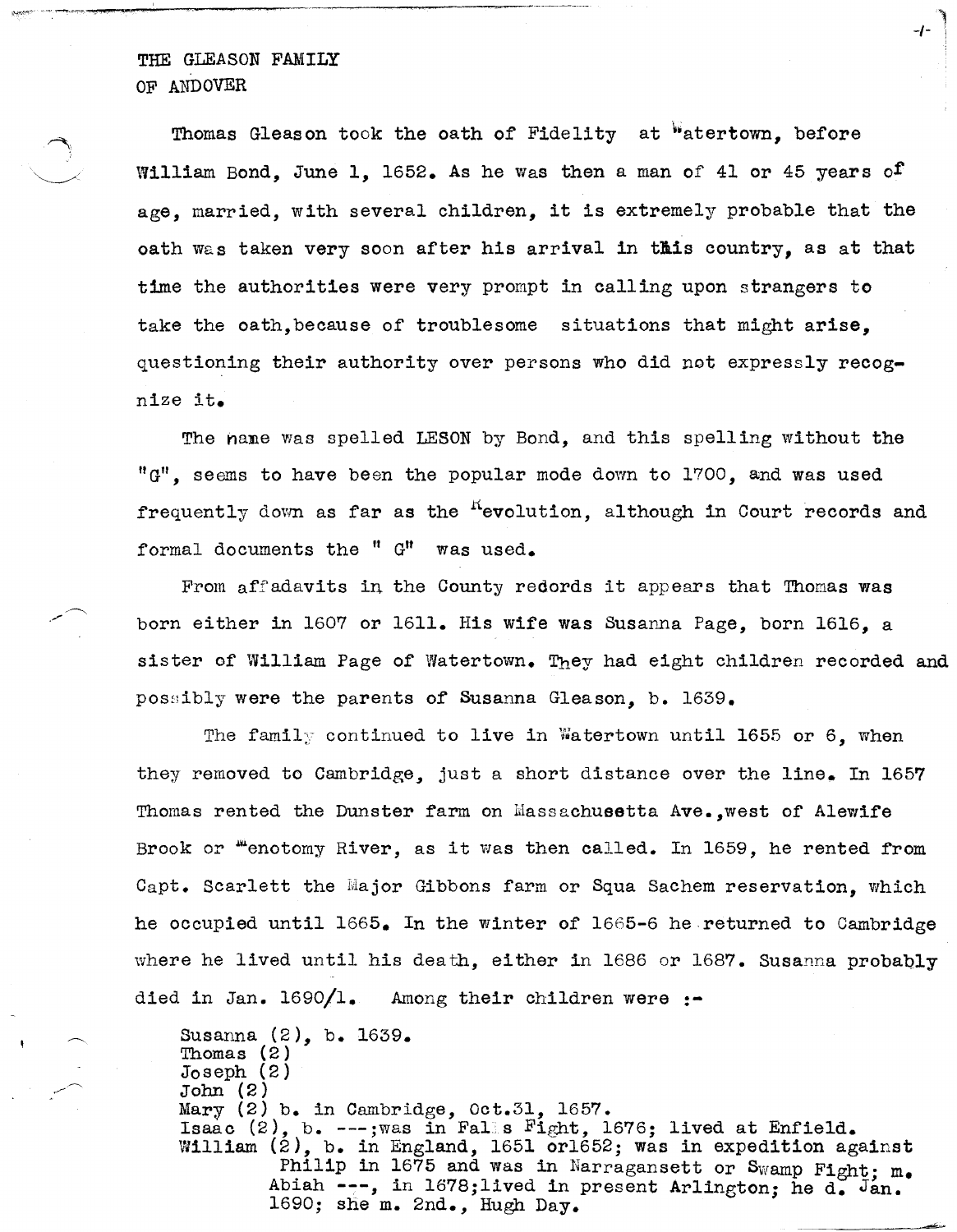# THE GLEASON FAMILY
# OF ANDOVER

Thomas Gleason took the oath of Fidelity at Watertown, before William Bond, June 1, 1652. As he was then a man of 41 or 45 years of age, married, with several children, it is extremely probable that the oath was taken very soon after his arrival in this country, as at that time the authorities were very prompt in calling upon strangers to take the oath, because of troublesome situations that might arise, questioning their authority over persons who did not expressly recognize it.

The name was spelled LESON by Bond, and this spelling without the "G", seems to have been the popular mode down to 1700, and was used frequently down as far as the Revolution, although in Court records and formal documents the " G" was used.

From affadavits in the County redords it appears that Thomas was born either in 1607 or 1611. His wife was Susanna Page, born 1616, a sister of William Page of Watertown. They had eight children recorded and possibly were the parents of Susanna Gleason, b. 1639.

The family continued to live in Watertown until 1655 or 6, when they removed to Cambridge, just a short distance over the line. In 1657 Thomas rented the Dunster farm on Massachusetts Ave., west of Alewife Brook or Menotomy River, as it was then called. In 1659, he rented from Capt. Scarlett the Major Gibbons farm or Squa Sachem reservation, which he occupied until 1665. In the winter of 1665-6 he returned to Cambridge where he lived until his death, either in 1686 or 1687. Susanna probably died in Jan. 1690/1. Among their children were :-

Susanna (2), b. 1639.
Thomas (2)
Joseph (2)
John (2)
Mary (2) b. in Cambridge, Oct.31, 1657.
Isaac (2), b. ---; was in Falls Fight, 1676; lived at Enfield.
William (2), b. in England, 1651 or1652; was in expedition against Philip in 1675 and was in Narragansett or Swamp Fight; m. Abiah ---, in 1678; lived in present Arlington; he d. Jan. 1690; she m. 2nd., Hugh Day.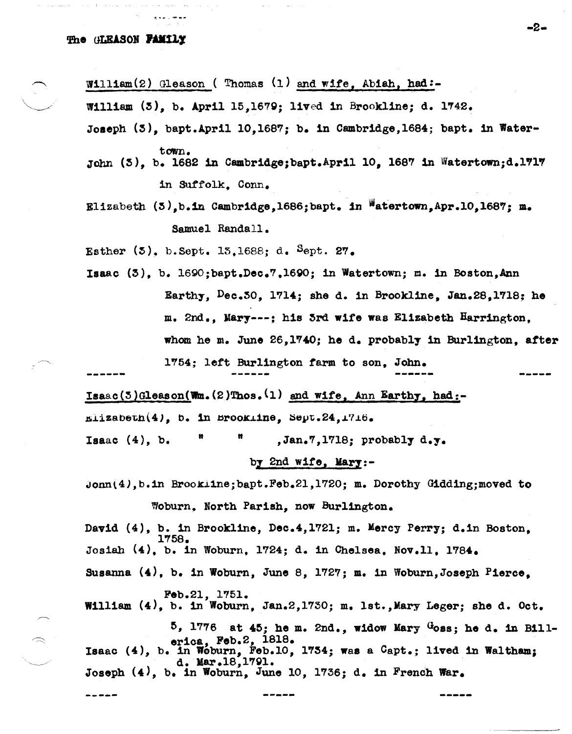William(2) Gleason ( Thomas (1) and wife, Abiah, had:-

William (3), b. April 15,1679; lived in Brookline; d. 1742.

Joseph (3), bapt.April 10,1687; b. in Cambridge,1684; bapt. in Watertown.

John (3), b. 1682 in Cambridge;bapt.April 10, 1687 in Watertown;d.1717 in Suffolk, Conn.

Elizabeth (3),b.in Cambridge,1686;bapt. in Watertown,Apr.10,1687; m. Samuel Randall.

Esther (3), b.Sept. 13,1688; d. Sept. 27.

Isaac (3), b. 1690;bapt.Dec.7,1690; in Watertown; m. in Boston,Ann Earthy, Dec.30, 1714; she d. in Brookline, Jan.28,1718; he m. 2nd., Mary---; his 3rd wife was Elizabeth Harrington, whom he m. June 26,1740; he d. probably in Burlington, after 1754; left Burlington farm to son, John.

------ ------ ------ -----

Isaac(3)Gleason(Wm.(2)Thos.(1) and wife, Ann Earthy, had:-

Elizabeth(4), b. in Brookline, Sept.24,1716.

Isaac (4), b. " " ,Jan.7,1718; probably d.y.

by 2nd wife, Mary:-

John(4),b.in Brookline;bapt.Feb.21,1720; m. Dorothy Gidding;moved to Woburn, North Parish, now Burlington.

David (4), b. in Brookline, Dec.4,1721; m. Mercy Perry; d.in Boston, 1758.

Josiah (4), b. in Woburn, 1724; d. in Chelsea, Nov.11, 1784.

Susanna (4), b. in Woburn, June 8, 1727; m. in Woburn,Joseph Pierce, Feb.21, 1751.

William (4), b. in Woburn, Jan.2,1730; m. 1st.,Mary Leger; she d. Oct. 5, 1776 at 45; he m. 2nd., widow Mary Goss; he d. in Billerica, Feb.2, 1818.

Isaac (4), b. in Woburn, Feb.10, 1734; was a Capt.; lived in Waltham; d. Mar.18,1791.

Joseph (4), b. in Woburn, June 10, 1736; d. in French War.

----- ----- -----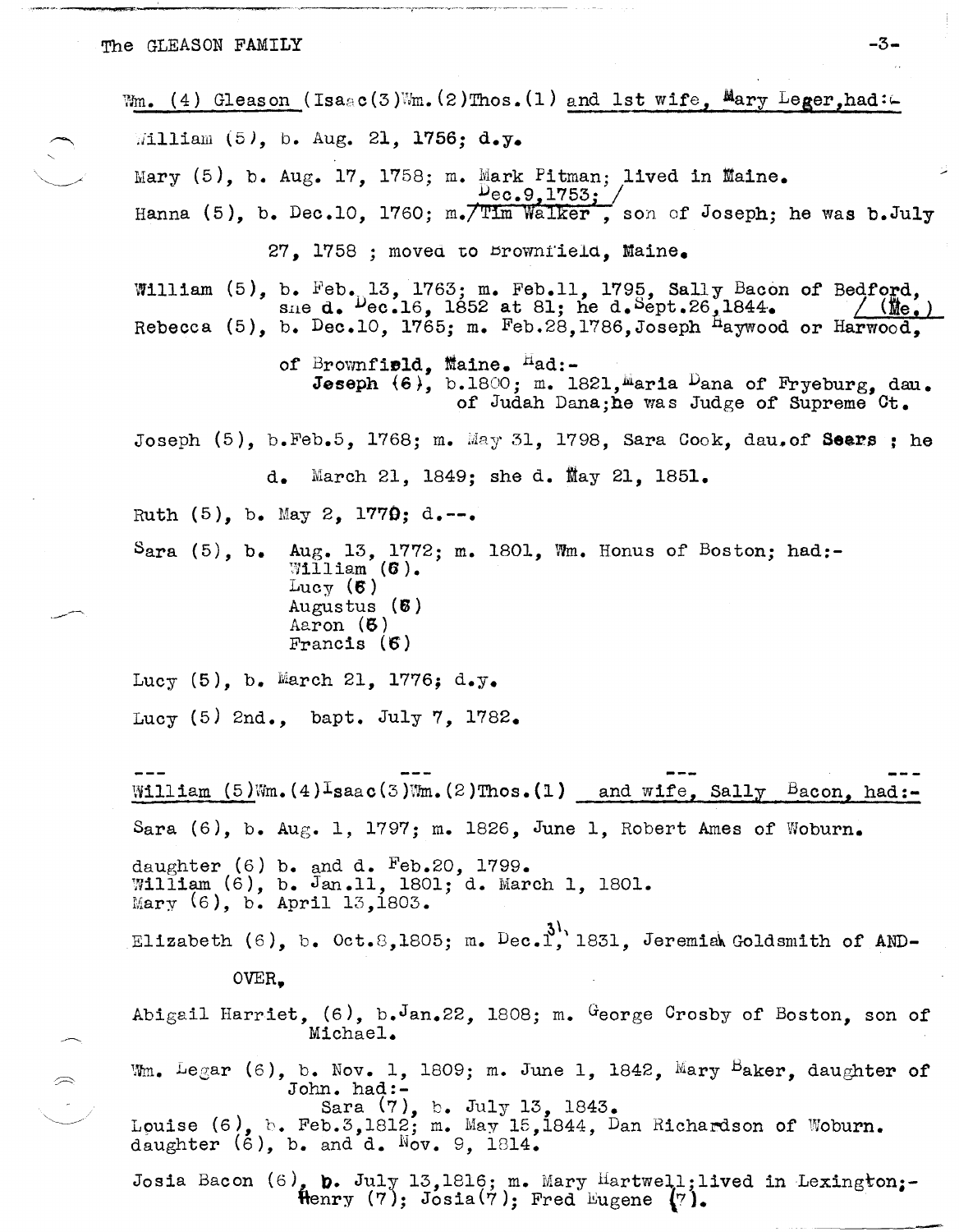Wm. (4) Gleason (Isaac(3)Wm.(2)Thos.(1) and 1st wife, Mary Leger,had:-

William (5), b. Aug. 21, 1756; d.y.

Mary (5), b. Aug. 17, 1758; m. Mark Pitman; lived in Maine.

Hanna (5), b. Dec.10, 1760; m. Dec.9,1753; Tim Walker, son of Joseph; he was b.July 27, 1758 ; moved to Brownfield, Maine.

William (5), b. Feb. 13, 1763; m. Feb.11, 1795, Sally Bacon of Bedford, she d. Dec.16, 1852 at 81; he d.Sept.26,1844. (Me.)

Rebecca (5), b. Dec.10, 1765; m. Feb.28,1786,Joseph Haywood or Harwood, of Brownfield, Maine. Had:-
- **Joseph** (6), b.1800; m. 1821,Maria Dana of Fryeburg, dau. of Judah Dana;he was Judge of Supreme Ct.

Joseph (5), b.Feb.5, 1768; m. May 31, 1798, Sara Cook, dau.of **Sears** ; he d. March 21, 1849; she d. May 21, 1851.

Ruth (5), b. May 2, 1770; d.--.

Sara (5), b. Aug. 13, 1772; m. 1801, Wm. Honus of Boston; had:-
- William (6).
- Lucy (6)
- Augustus (6)
- Aaron (6)
- Francis (6)

Lucy (5), b. March 21, 1776; d.y.

Lucy (5) 2nd., bapt. July 7, 1782.

William (5)Wm.(4)Isaac(3)Wm.(2)Thos.(1) and wife, Sally Bacon, had:-

Sara (6), b. Aug. 1, 1797; m. 1826, June 1, Robert Ames of Woburn.

daughter (6) b. and d. Feb.20, 1799.
William (6), b. Jan.11, 1801; d. March 1, 1801.
Mary (6), b. April 13,1803.

Elizabeth (6), b. Oct.8,1805; m. Dec.31, 1831, Jeremiah Goldsmith of ANDOVER.

Abigail Harriet, (6), b.Jan.22, 1808; m. George Crosby of Boston, son of Michael.

Wm. Legar (6), b. Nov. 1, 1809; m. June 1, 1842, Mary Baker, daughter of John. had:-
- Sara (7), b. July 13, 1843.

Louise (6), b. Feb.3,1812; m. May 15,1844, Dan Richardson of Woburn.
daughter (6), b. and d. Nov. 9, 1814.

Josia Bacon (6), b. July 13,1816; m. Mary Hartwell;lived in Lexington;- Henry (7); Josia(7); Fred Eugene (7).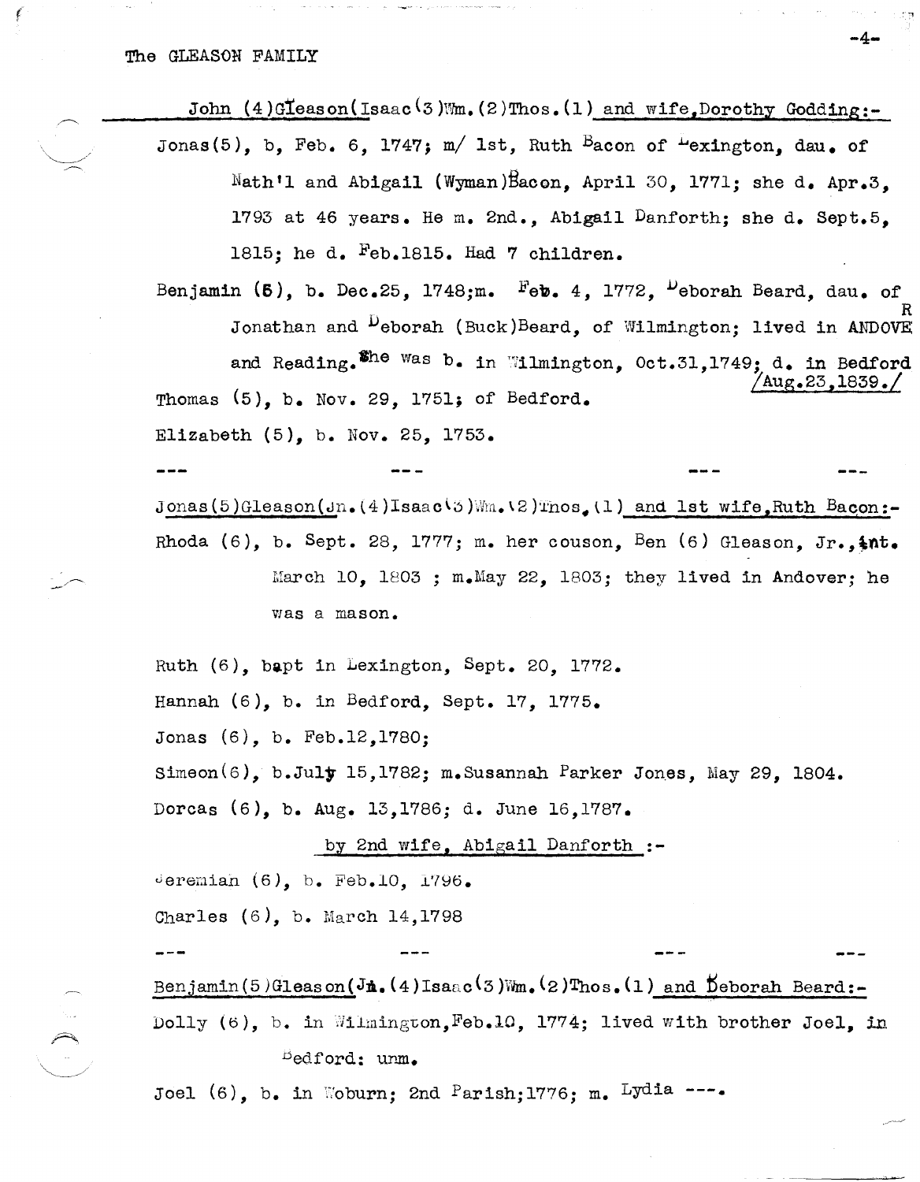John (4)Gleason(Isaac(3)Wm.(2)Thos.(1) and wife,Dorothy Godding:-

Jonas(5), b, Feb. 6, 1747; m/ 1st, Ruth Bacon of Lexington, dau. of Nath'l and Abigail (Wyman)Bacon, April 30, 1771; she d. Apr.3, 1793 at 46 years. He m. 2nd., Abigail Danforth; she d. Sept.5, 1815; he d. Feb.1815. Had 7 children.

Benjamin (5), b. Dec.25, 1748;m. Feb. 4, 1772, Deborah Beard, dau. of Jonathan and Deborah (Buck)Beard, of Wilmington; lived in ANDOVER and Reading. She was b. in Wilmington, Oct.31,1749; d. in Bedford Aug.23,1839.

Thomas (5), b. Nov. 29, 1751; of Bedford.

Elizabeth (5), b. Nov. 25, 1753.

--- --- --- ---

Jonas(5)Gleason(Jn.(4)Isaac(3)Wm.(2)Thos.(1) and 1st wife,Ruth Bacon:-

Rhoda (6), b. Sept. 28, 1777; m. her couson, Ben (6) Gleason, Jr., int. March 10, 1803 ; m.May 22, 1803; they lived in Andover; he was a mason.

Ruth (6), bapt in Lexington, Sept. 20, 1772.

Hannah (6), b. in Bedford, Sept. 17, 1775.

Jonas (6), b. Feb.12,1780;

Simeon(6), b.July 15,1782; m.Susannah Parker Jones, May 29, 1804.

Dorcas (6), b. Aug. 13,1786; d. June 16,1787.

by 2nd wife, Abigail Danforth :-

Jeremiah (6), b. Feb.10, 1796.

Charles (6), b. March 14,1798

--- --- --- ---

Benjamin(5)Gleason(Jn.(4)Isaac(3)Wm.(2)Thos.(1) and Deborah Beard:-

Dolly (6), b. in Wilmington,Feb.10, 1774; lived with brother Joel, in Bedford: unm.

Joel (6), b. in Woburn; 2nd Parish;1776; m. Lydia ---.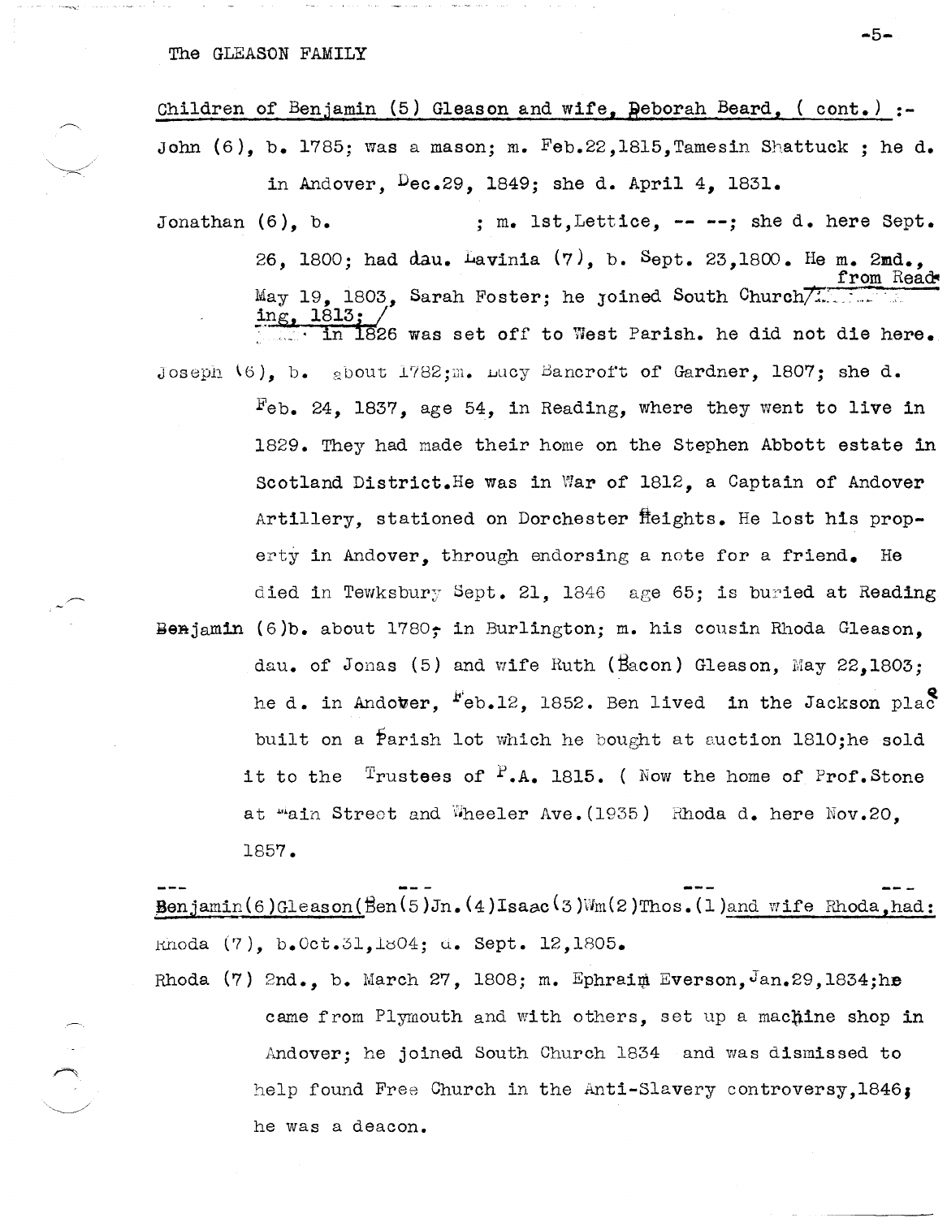Children of Benjamin (5) Gleason and wife, Deborah Beard, ( cont.) :-

John (6), b. 1785; was a mason; m. Feb.22,1815,Tamesin Shattuck ; he d. in Andover, Dec.29, 1849; she d. April 4, 1831.

Jonathan (6), b. ; m. 1st,Lettice, -- --; she d. here Sept. 26, 1800; had dau. Lavinia (7), b. Sept. 23,1800. He m. 2nd., May 19, 1803, Sarah Foster; he joined South Church from Reading, 1813; in 1826 was set off to West Parish. he did not die here.

Joseph (6), b. about 1782;m. Lucy Bancroft of Gardner, 1807; she d. Feb. 24, 1837, age 54, in Reading, where they went to live in 1829. They had made their home on the Stephen Abbott estate in Scotland District.He was in War of 1812, a Captain of Andover Artillery, stationed on Dorchester Heights. He lost his property in Andover, through endorsing a note for a friend. He died in Tewksbury Sept. 21, 1846 age 65; is buried at Reading

Benjamin (6)b. about 1780; in Burlington; m. his cousin Rhoda Gleason, dau. of Jonas (5) and wife Ruth (Bacon) Gleason, May 22,1803; he d. in Andover, Feb.12, 1852. Ben lived in the Jackson place built on a Parish lot which he bought at auction 1810;he sold it to the Trustees of P.A. 1815. ( Now the home of Prof.Stone at Main Street and Wheeler Ave.(1935) Rhoda d. here Nov.20, 1857.

Benjamin(6)Gleason(Ben(5)Jn.(4)Isaac(3)Wm(2)Thos.(1)and wife Rhoda,had:

Rhoda (7), b.Oct.31,1804; d. Sept. 12,1805.

Rhoda (7) 2nd., b. March 27, 1808; m. Ephraim Everson,Jan.29,1834;he came from Plymouth and with others, set up a machine shop in Andover; he joined South Church 1834 and was dismissed to help found Free Church in the Anti-Slavery controversy,1846; he was a deacon.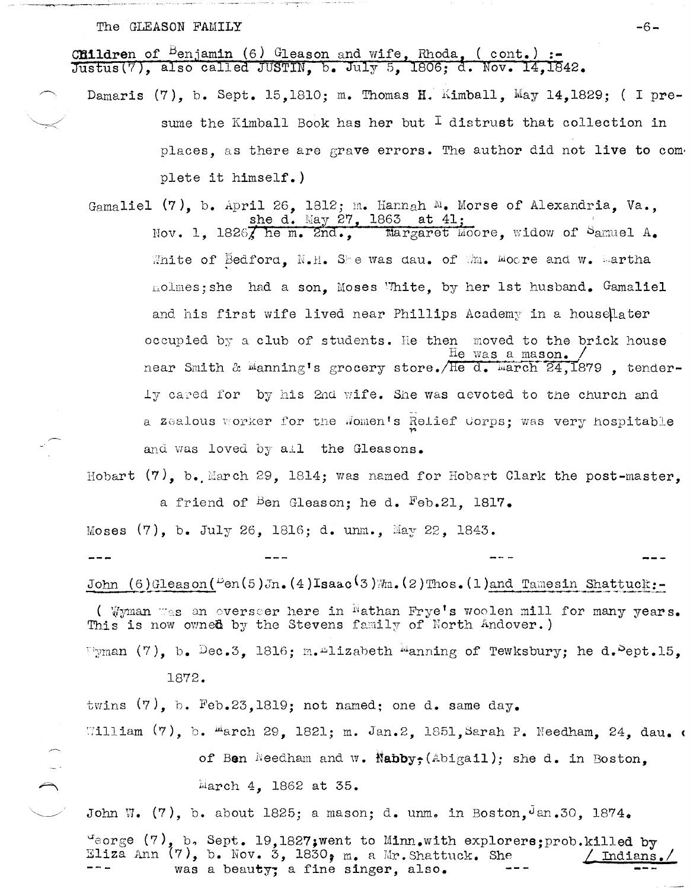**Children** of Benjamin (6) Gleason and wife, Rhoda, ( cont.) :-

Justus(7), also called JUSTIN, b. July 5, 1806; d. Nov. 14,1842.

Damaris (7), b. Sept. 15,1810; m. Thomas H. Kimball, May 14,1829; ( I presume the Kimball Book has her but I distrust that collection in places, as there are grave errors. The author did not live to complete it himself.)

Gamaliel (7), b. April 26, 1812; m. Hannah M. Morse of Alexandria, Va., Nov. 1, 1826; she d. May 27, 1863 at 41; he m. 2nd., Margaret Moore, widow of Samuel A. White of Bedford, N.H. She was dau. of Wm. Moore and w. Martha Holmes; she had a son, Moses White, by her 1st husband. Gamaliel and his first wife lived near Phillips Academy in a house later occupied by a club of students. He then moved to the brick house near Smith & Manning's grocery store. He was a mason. He d. March 24,1879 , tenderly cared for by his 2nd wife. She was devoted to the church and a zealous worker for the Women's Relief Corps; was very hospitable and was loved by all the Gleasons.

Hobart (7), b. March 29, 1814; was named for Hobart Clark the post-master, a friend of Ben Gleason; he d. Feb.21, 1817.

Moses (7), b. July 26, 1816; d. unm., May 22, 1843.

--- --- --- ---

John (6)Gleason(Ben(5)Jn.(4)Isaac(3)Wm.(2)Thos.(1)and Tamesin Shattuck:-

( Wyman was an overseer here in Nathan Frye's woolen mill for many years. This is now owned by the Stevens family of North Andover.)

Wyman (7), b. Dec.3, 1816; m. Elizabeth Manning of Tewksbury; he d. Sept.15, 1872.

twins (7), b. Feb.23,1819; not named; one d. same day.

William (7), b. March 29, 1821; m. Jan.2, 1851,Sarah P. Needham, 24, dau. of Ben Needham and w. Nabby (Abigail); she d. in Boston, March 4, 1862 at 35.

John W. (7), b. about 1825; a mason; d. unm. in Boston, Jan.30, 1874.

George (7), b. Sept. 19,1827;went to Minn.with explorers;prob.killed by Indians.

Eliza Ann (7), b. Nov. 3, 1830, m. a Mr.Shattuck. She was a beauty; a fine singer, also.

--- --- ---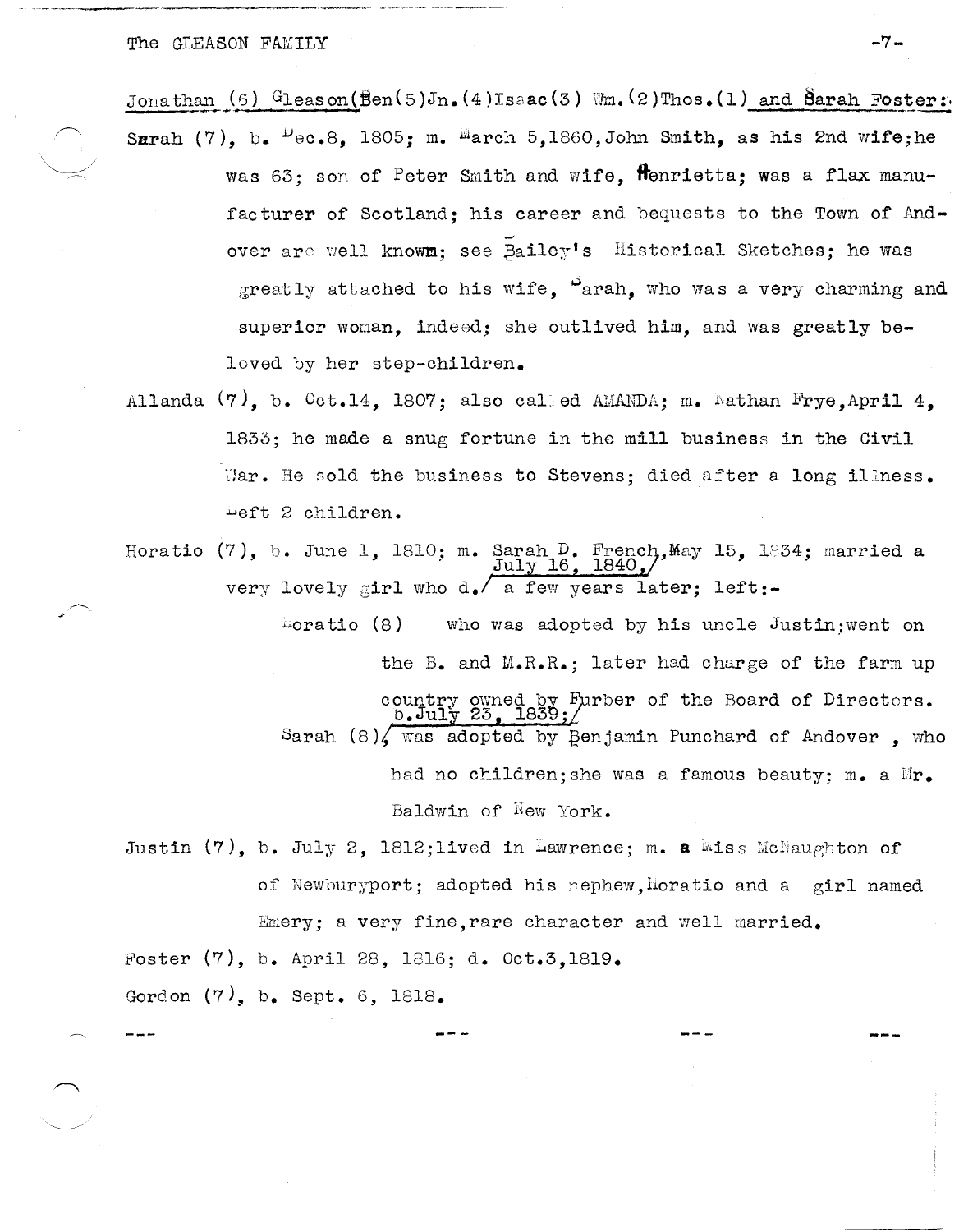Jonathan (6) Gleason(Ben(5)Jn.(4)Isaac(3) Wm.(2)Thos.(1) and Sarah Foster:

Sarah (7), b. Dec.8, 1805; m. March 5,1860,John Smith, as his 2nd wife;he was 63; son of Peter Smith and wife, Henrietta; was a flax manufacturer of Scotland; his career and bequests to the Town of Andover are well known; see Bailey's Historical Sketches; he was greatly attached to his wife, Sarah, who was a very charming and superior woman, indeed; she outlived him, and was greatly beloved by her step-children.

Allanda (7), b. Oct.14, 1807; also called AMANDA; m. Nathan Frye,April 4, 1833; he made a snug fortune in the mill business in the Civil War. He sold the business to Stevens; died after a long illness. Left 2 children.

Horatio (7), b. June 1, 1810; m. Sarah D. French,May 15, 1834; married a very lovely girl who d. July 16, 1840, a few years later; left:-

> Horatio (8) who was adopted by his uncle Justin;went on the B. and M.R.R.; later had charge of the farm up country owned by Furber of the Board of Directors.
>
> Sarah (8), b.July 23, 1839; was adopted by Benjamin Punchard of Andover , who had no children;she was a famous beauty; m. a Mr. Baldwin of New York.

Justin (7), b. July 2, 1812;lived in Lawrence; m. a Miss McNaughton of of Newburyport; adopted his nephew,Horatio and a girl named Emery; a very fine,rare character and well married.

Foster (7), b. April 28, 1816; d. Oct.3,1819.

Gordon (7), b. Sept. 6, 1818.

--- --- --- ---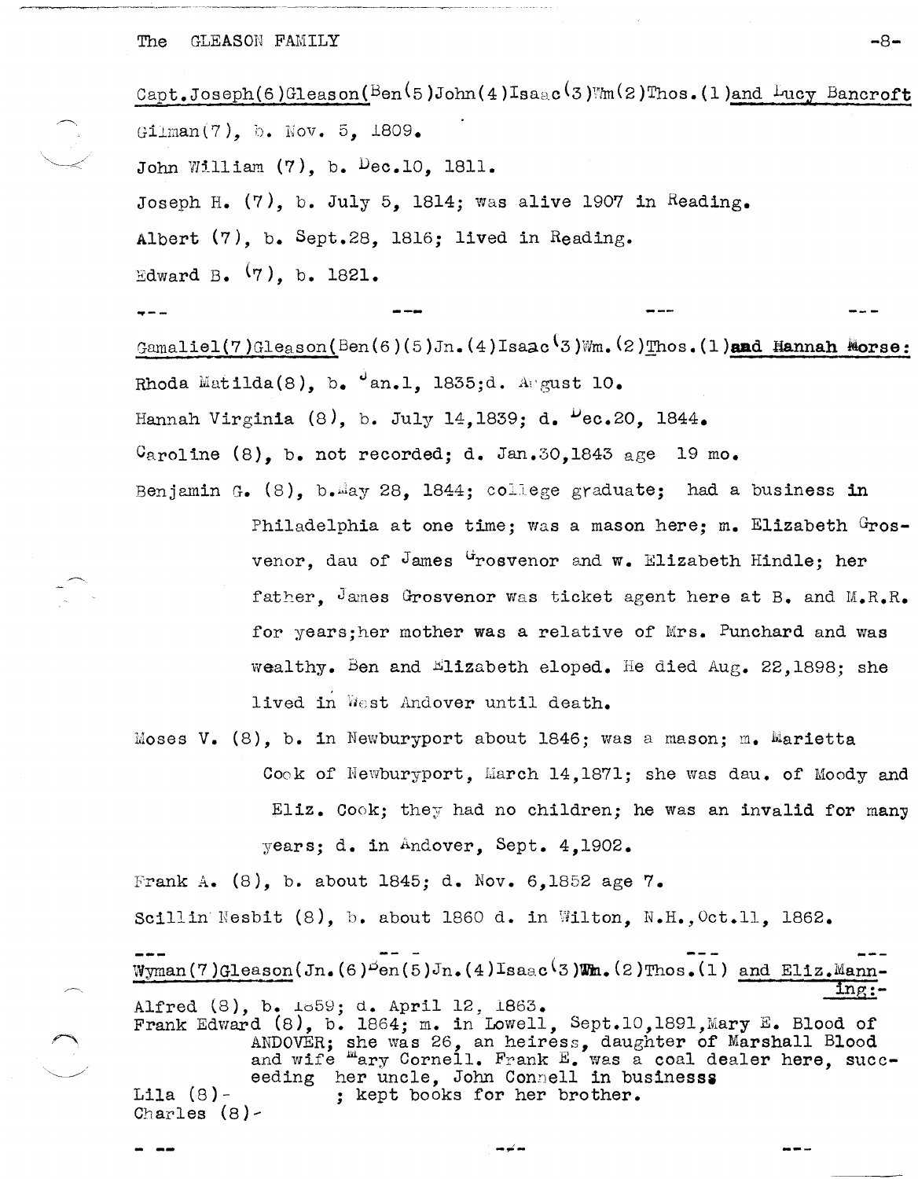Capt.Joseph(6)Gleason(Ben(5)John(4)Isaac(3)Wm(2)Thos.(1)and Lucy Bancroft

Gilman(7), b. Nov. 5, 1809.

John William (7), b. Dec.10, 1811.

Joseph H. (7), b. July 5, 1814; was alive 1907 in Reading.

Albert (7), b. Sept.28, 1816; lived in Reading.

Edward B. (7), b. 1821.

--- --- --- ---

Gamaliel(7)Gleason(Ben(6)(5)Jn.(4)Isaac(3)Wm.(2)Thos.(1)**and Hannah Morse:**

Rhoda Matilda(8), b. Jan.1, 1835;d. August 10.

Hannah Virginia (8), b. July 14,1839; d. Dec.20, 1844.

Caroline (8), b. not recorded; d. Jan.30,1843 age 19 mo.

Benjamin G. (8), b.May 28, 1844; college graduate; had a business in Philadelphia at one time; was a mason here; m. Elizabeth Grosvenor, dau of James Grosvenor and w. Elizabeth Hindle; her father, James Grosvenor was ticket agent here at B. and M.R.R. for years;her mother was a relative of Mrs. Punchard and was wealthy. Ben and Elizabeth eloped. He died Aug. 22,1898; she lived in West Andover until death.

Moses V. (8), b. in Newburyport about 1846; was a mason; m. Marietta Cook of Newburyport, March 14,1871; she was dau. of Moody and Eliz. Cook; they had no children; he was an invalid for many years; d. in Andover, Sept. 4,1902.

Frank A. (8), b. about 1845; d. Nov. 6,1852 age 7.

Scillin Nesbit (8), b. about 1860 d. in Wilton, N.H.,Oct.11, 1862.

--- --- --- ---

Wyman(7)Gleason(Jn.(6)Ben(5)Jn.(4)Isaac(3)Wm.(2)Thos.(1) and Eliz.Manning:-

Alfred (8), b. 1859; d. April 12, 1863.

Frank Edward (8), b. 1864; m. in Lowell, Sept.10,1891,Mary E. Blood of ANDOVER; she was 26, an heiress, daughter of Marshall Blood and wife Mary Cornell. Frank E. was a coal dealer here, succeeding her uncle, John Connell in businesss

Lila (8)- ; kept books for her brother.

Charles (8)-

- -- --- ---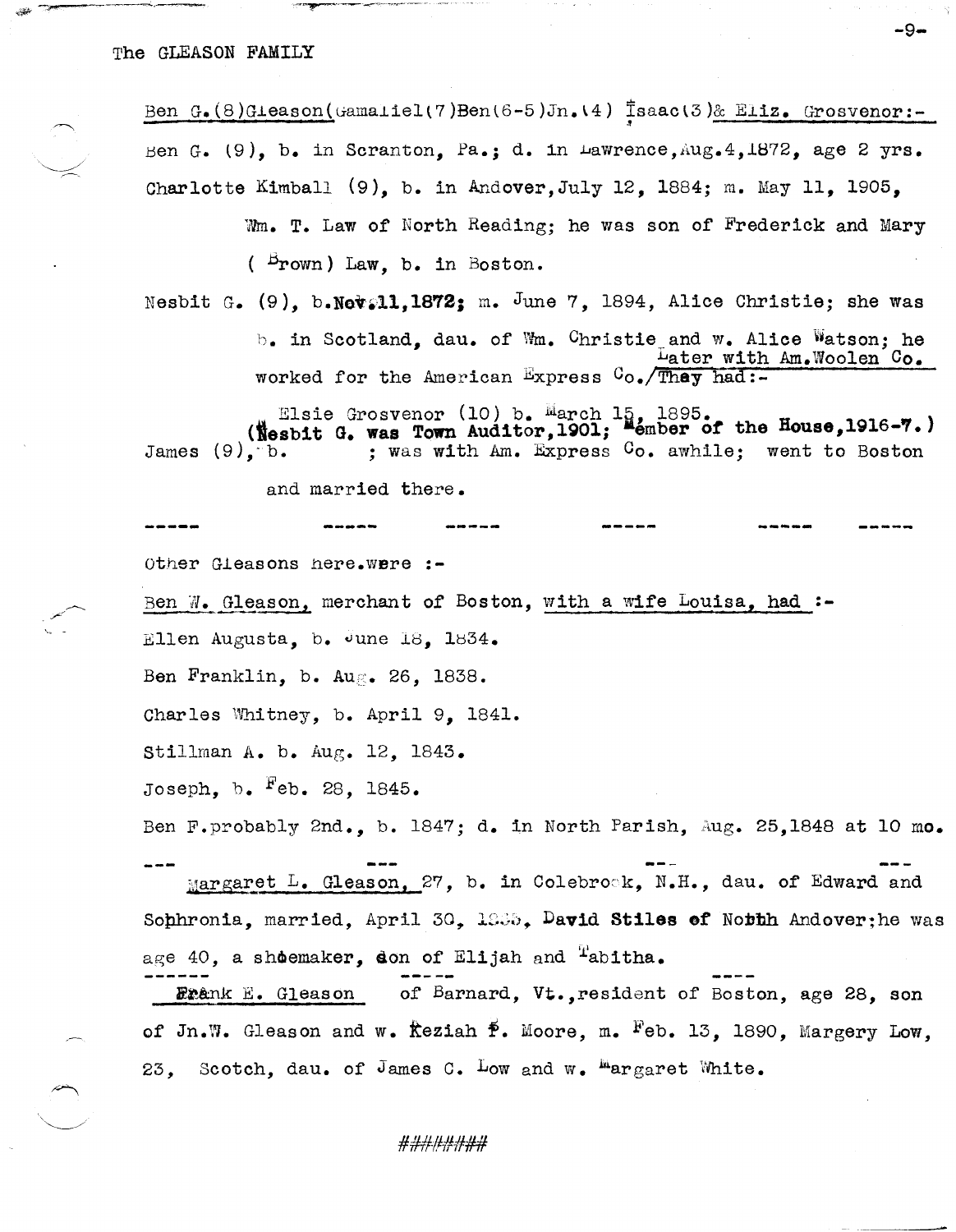Ben G.(8)Gleason(Gamaliel(7)Ben(6-5)Jn.(4) Isaac(3)& Eliz. Grosvenor:-

Ben G. (9), b. in Scranton, Pa.; d. in Lawrence,Aug.4,1872, age 2 yrs.

Charlotte Kimball (9), b. in Andover,July 12, 1884; m. May 11, 1905, Wm. T. Law of North Reading; he was son of Frederick and Mary (Brown) Law, b. in Boston.

Nesbit G. (9), b.**Nov.11,1872;** m. June 7, 1894, Alice Christie; she was b. in Scotland, dau. of Wm. Christie and w. Alice Watson; he worked for the American Express Co./~~They~~ had:- Later with Am.Woolen Co.

Elsie Grosvenor (10) b. March 15, 1895.

**(Nesbit G. was Town Auditor,1901; Member of the House,1916-7.)**

James (9), b. ; was with Am. Express Co. awhile; went to Boston and married there.

----- ----- ----- ----- ----- -----

Other Gleasons here.were :-

Ben W. Gleason, merchant of Boston, with a wife Louisa, had :-

Ellen Augusta, b. June 18, 1834.

Ben Franklin, b. Aug. 26, 1838.

Charles Whitney, b. April 9, 1841.

Stillman A. b. Aug. 12, 1843.

Joseph, b. Feb. 28, 1845.

Ben F.probably 2nd., b. 1847; d. in North Parish, Aug. 25,1848 at 10 mo.

--- --- --- ---

Margaret L. Gleason, 27, b. in Colebrook, N.H., dau. of Edward and Sophronia, married, April 30, 1865, **David Stiles of North** Andover;he was age 40, a **shoemaker, son** of Elijah and Tabitha.

------ ------ ----

**Frank** E. Gleason of Barnard, Vt.,resident of Boston, age 28, son of Jn.W. Gleason and w. Keziah F. Moore, m. Feb. 13, 1890, Margery Low, 23, Scotch, dau. of James C. Low and w. Margaret White.

########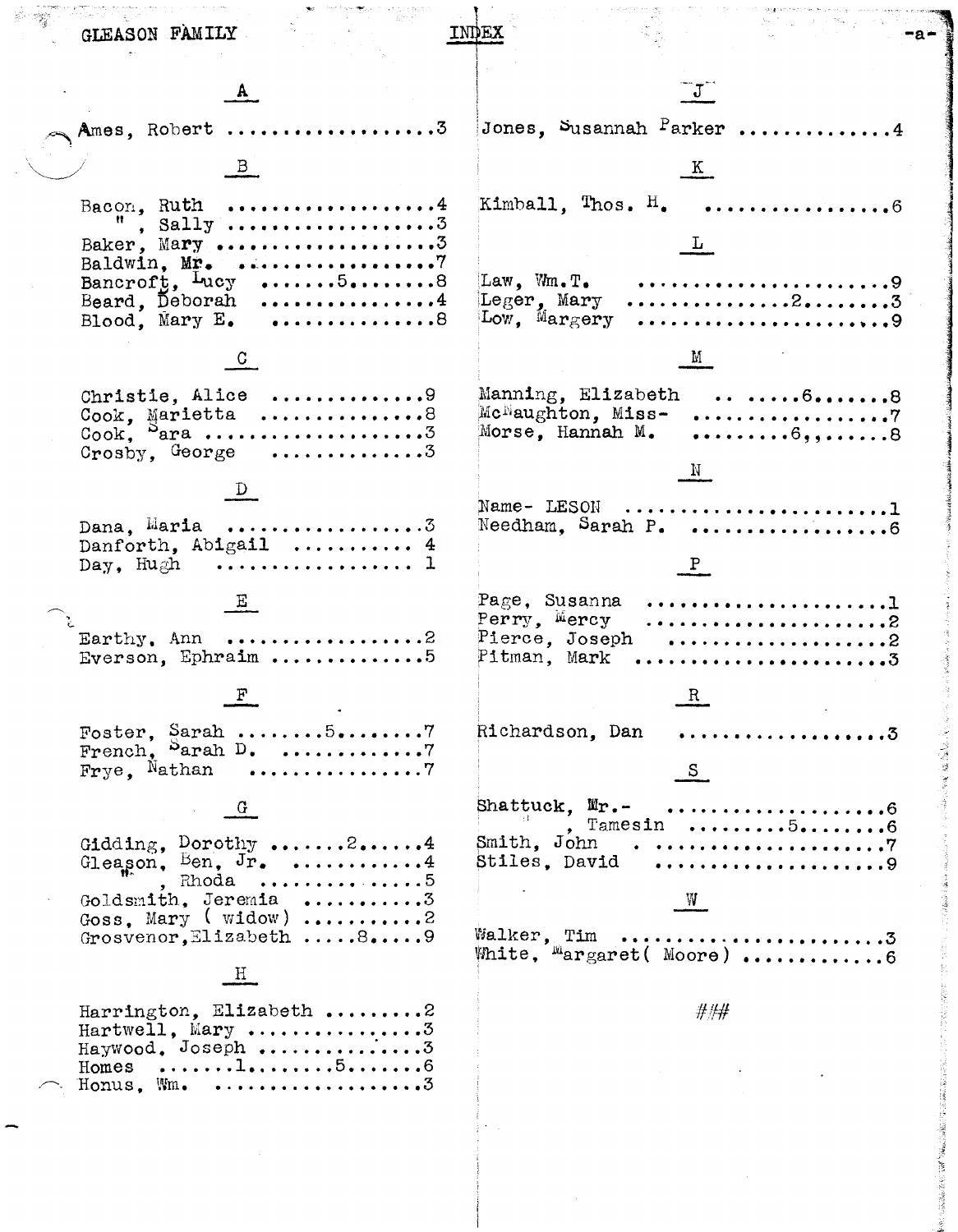GLEASON FAMILY

# INDEX

## A

Ames, Robert ..................3

## B

Bacon, Ruth ...................4
" , Sally ...................3
Baker, Mary ...................3
Baldwin, Mr. ..................7
Bancroft, Lucy .......5.......8
Beard, Deborah ................4
Blood, Mary E. ................8

## C

Christie, Alice ...............9
Cook, Marietta ................8
Cook, Sara ....................3
Crosby, George ................3

## D

Dana, Maria ...................3
Danforth, Abigail ............ 4
Day, Hugh .................. 1

## E

Earthy, Ann ...................2
Everson, Ephraim ..............5

## F

Foster, Sarah ........5.......7
French, Sarah D. .............7
Frye, Nathan ..................7

## G

Gidding, Dorothy .......2.....4
Gleason, Ben, Jr. ............4
" , Rhoda ...................5
Goldsmith, Jeremia ...........3
Goss, Mary ( widow) ..........2
Grosvenor,Elizabeth .....8....9

## H

Harrington, Elizabeth .........2
Hartwell, Mary ................3
Haywood, Joseph ...............3
Homes .......1.......5.......6
Honus, Wm. ....................3

## J

Jones, Susannah Parker .............4

## K

Kimball, Thos. H. .................6

## L

Law, Wm.T. ........................9
Leger, Mary ..............2........3
Low, Margery ......................9

## M

Manning, Elizabeth .. .....6.......8
McNaughton, Miss- .................7
Morse, Hannah M. .........6,,.......8

## N

Name- LESON .......................1
Needham, Sarah P. .................6

## P

Page, Susanna .....................1
Perry, Mercy ......................2
Pierce, Joseph ....................2
Pitman, Mark ......................3

## R

Richardson, Dan ...................3

## S

Shattuck, Mr.- ....................6
" , Tamesin .........5........6
Smith, John .......................7
Stiles, David .....................9

## W

Walker, Tim .......................3
White, Margaret( Moore) ............6

###